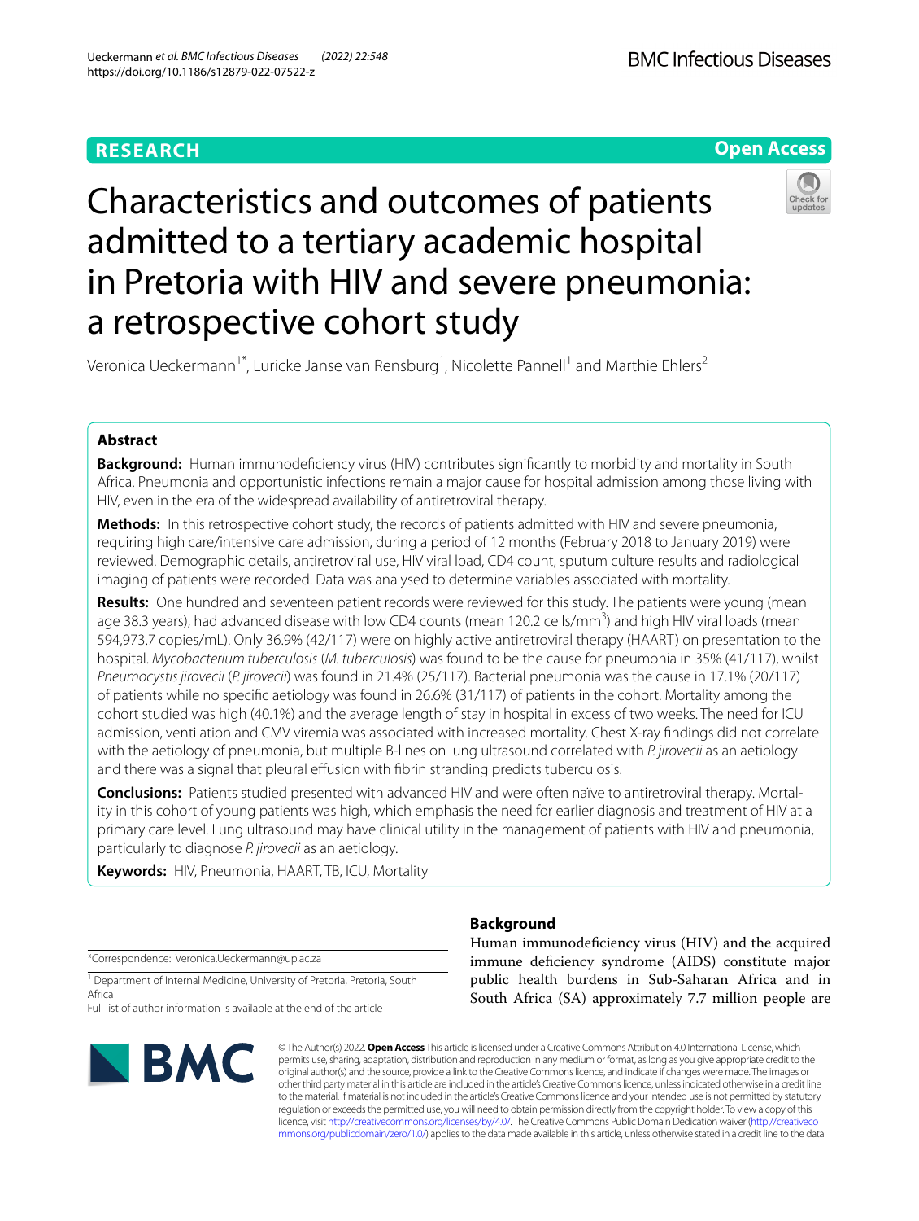RESEARCH

Open Access

# Characteristics and outcomes of patients admitted to a tertiary academic hospital in Pretoria with HIV and severe pneumonia: a retrospective cohort study

Veronica Ueckermann[1*], Luricke Janse van Rensburg[1], Nicolette Pannell[1] and Marthie Ehlers[2]

## Abstract

**Background:** Human immunodeficiency virus (HIV) contributes significantly to morbidity and mortality in South Africa. Pneumonia and opportunistic infections remain a major cause for hospital admission among those living with HIV, even in the era of the widespread availability of antiretroviral therapy.

**Methods:** In this retrospective cohort study, the records of patients admitted with HIV and severe pneumonia, requiring high care/intensive care admission, during a period of 12 months (February 2018 to January 2019) were reviewed. Demographic details, antiretroviral use, HIV viral load, CD4 count, sputum culture results and radiological imaging of patients were recorded. Data was analysed to determine variables associated with mortality.

**Results:** One hundred and seventeen patient records were reviewed for this study. The patients were young (mean age 38.3 years), had advanced disease with low CD4 counts (mean 120.2 cells/mm$^3$) and high HIV viral loads (mean 594,973.7 copies/mL). Only 36.9% (42/117) were on highly active antiretroviral therapy (HAART) on presentation to the hospital. *Mycobacterium tuberculosis* (*M. tuberculosis*) was found to be the cause for pneumonia in 35% (41/117), whilst *Pneumocystis jirovecii* (*P. jirovecii*) was found in 21.4% (25/117). Bacterial pneumonia was the cause in 17.1% (20/117) of patients while no specific aetiology was found in 26.6% (31/117) of patients in the cohort. Mortality among the cohort studied was high (40.1%) and the average length of stay in hospital in excess of two weeks. The need for ICU admission, ventilation and CMV viremia was associated with increased mortality. Chest X-ray findings did not correlate with the aetiology of pneumonia, but multiple B-lines on lung ultrasound correlated with *P. jirovecii* as an aetiology and there was a signal that pleural effusion with fibrin stranding predicts tuberculosis.

**Conclusions:** Patients studied presented with advanced HIV and were often naïve to antiretroviral therapy. Mortality in this cohort of young patients was high, which emphasis the need for earlier diagnosis and treatment of HIV at a primary care level. Lung ultrasound may have clinical utility in the management of patients with HIV and pneumonia, particularly to diagnose *P. jirovecii* as an aetiology.

**Keywords:** HIV, Pneumonia, HAART, TB, ICU, Mortality

*Correspondence: Veronica.Ueckermann@up.ac.za

[1] Department of Internal Medicine, University of Pretoria, Pretoria, South Africa

Full list of author information is available at the end of the article

## Background

Human immunodeficiency virus (HIV) and the acquired immune deficiency syndrome (AIDS) constitute major public health burdens in Sub-Saharan Africa and in South Africa (SA) approximately 7.7 million people are

© The Author(s) 2022. **Open Access** This article is licensed under a Creative Commons Attribution 4.0 International License, which permits use, sharing, adaptation, distribution and reproduction in any medium or format, as long as you give appropriate credit to the original author(s) and the source, provide a link to the Creative Commons licence, and indicate if changes were made. The images or other third party material in this article are included in the article's Creative Commons licence, unless indicated otherwise in a credit line to the material. If material is not included in the article's Creative Commons licence and your intended use is not permitted by statutory regulation or exceeds the permitted use, you will need to obtain permission directly from the copyright holder. To view a copy of this licence, visit http://creativecommons.org/licenses/by/4.0/. The Creative Commons Public Domain Dedication waiver (http://creativecommons.org/publicdomain/zero/1.0/) applies to the data made available in this article, unless otherwise stated in a credit line to the data.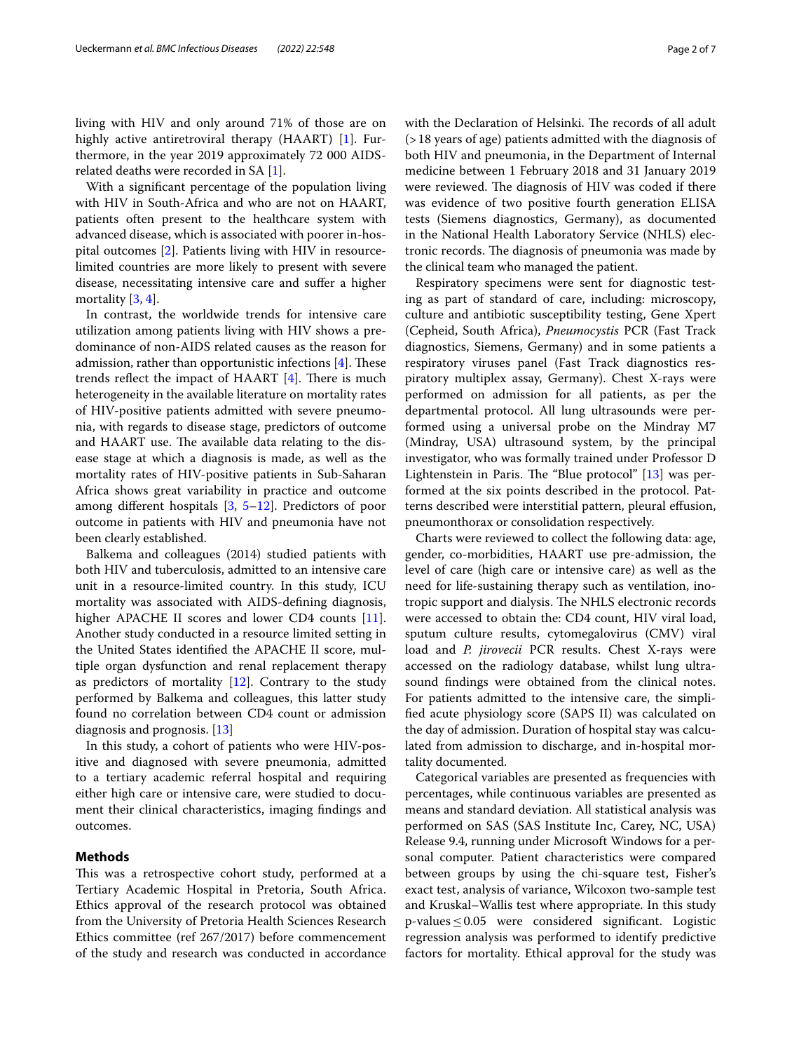living with HIV and only around 71% of those are on highly active antiretroviral therapy (HAART) [1]. Furthermore, in the year 2019 approximately 72 000 AIDS-related deaths were recorded in SA [1].

With a significant percentage of the population living with HIV in South-Africa and who are not on HAART, patients often present to the healthcare system with advanced disease, which is associated with poorer in-hospital outcomes [2]. Patients living with HIV in resource-limited countries are more likely to present with severe disease, necessitating intensive care and suffer a higher mortality [3, 4].

In contrast, the worldwide trends for intensive care utilization among patients living with HIV shows a predominance of non-AIDS related causes as the reason for admission, rather than opportunistic infections [4]. These trends reflect the impact of HAART [4]. There is much heterogeneity in the available literature on mortality rates of HIV-positive patients admitted with severe pneumonia, with regards to disease stage, predictors of outcome and HAART use. The available data relating to the disease stage at which a diagnosis is made, as well as the mortality rates of HIV-positive patients in Sub-Saharan Africa shows great variability in practice and outcome among different hospitals [3, 5–12]. Predictors of poor outcome in patients with HIV and pneumonia have not been clearly established.

Balkema and colleagues (2014) studied patients with both HIV and tuberculosis, admitted to an intensive care unit in a resource-limited country. In this study, ICU mortality was associated with AIDS-defining diagnosis, higher APACHE II scores and lower CD4 counts [11]. Another study conducted in a resource limited setting in the United States identified the APACHE II score, multiple organ dysfunction and renal replacement therapy as predictors of mortality [12]. Contrary to the study performed by Balkema and colleagues, this latter study found no correlation between CD4 count or admission diagnosis and prognosis. [13]

In this study, a cohort of patients who were HIV-positive and diagnosed with severe pneumonia, admitted to a tertiary academic referral hospital and requiring either high care or intensive care, were studied to document their clinical characteristics, imaging findings and outcomes.

## Methods

This was a retrospective cohort study, performed at a Tertiary Academic Hospital in Pretoria, South Africa. Ethics approval of the research protocol was obtained from the University of Pretoria Health Sciences Research Ethics committee (ref 267/2017) before commencement of the study and research was conducted in accordance with the Declaration of Helsinki. The records of all adult (>18 years of age) patients admitted with the diagnosis of both HIV and pneumonia, in the Department of Internal medicine between 1 February 2018 and 31 January 2019 were reviewed. The diagnosis of HIV was coded if there was evidence of two positive fourth generation ELISA tests (Siemens diagnostics, Germany), as documented in the National Health Laboratory Service (NHLS) electronic records. The diagnosis of pneumonia was made by the clinical team who managed the patient.

Respiratory specimens were sent for diagnostic testing as part of standard of care, including: microscopy, culture and antibiotic susceptibility testing, Gene Xpert (Cepheid, South Africa), *Pneumocystis* PCR (Fast Track diagnostics, Siemens, Germany) and in some patients a respiratory viruses panel (Fast Track diagnostics respiratory multiplex assay, Germany). Chest X-rays were performed on admission for all patients, as per the departmental protocol. All lung ultrasounds were performed using a universal probe on the Mindray M7 (Mindray, USA) ultrasound system, by the principal investigator, who was formally trained under Professor D Lightenstein in Paris. The "Blue protocol" [13] was performed at the six points described in the protocol. Patterns described were interstitial pattern, pleural effusion, pneumonthorax or consolidation respectively.

Charts were reviewed to collect the following data: age, gender, co-morbidities, HAART use pre-admission, the level of care (high care or intensive care) as well as the need for life-sustaining therapy such as ventilation, inotropic support and dialysis. The NHLS electronic records were accessed to obtain the: CD4 count, HIV viral load, sputum culture results, cytomegalovirus (CMV) viral load and *P. jirovecii* PCR results. Chest X-rays were accessed on the radiology database, whilst lung ultrasound findings were obtained from the clinical notes. For patients admitted to the intensive care, the simplified acute physiology score (SAPS II) was calculated on the day of admission. Duration of hospital stay was calculated from admission to discharge, and in-hospital mortality documented.

Categorical variables are presented as frequencies with percentages, while continuous variables are presented as means and standard deviation. All statistical analysis was performed on SAS (SAS Institute Inc, Carey, NC, USA) Release 9.4, running under Microsoft Windows for a personal computer. Patient characteristics were compared between groups by using the chi-square test, Fisher's exact test, analysis of variance, Wilcoxon two-sample test and Kruskal–Wallis test where appropriate. In this study p-values ≤ 0.05 were considered significant. Logistic regression analysis was performed to identify predictive factors for mortality. Ethical approval for the study was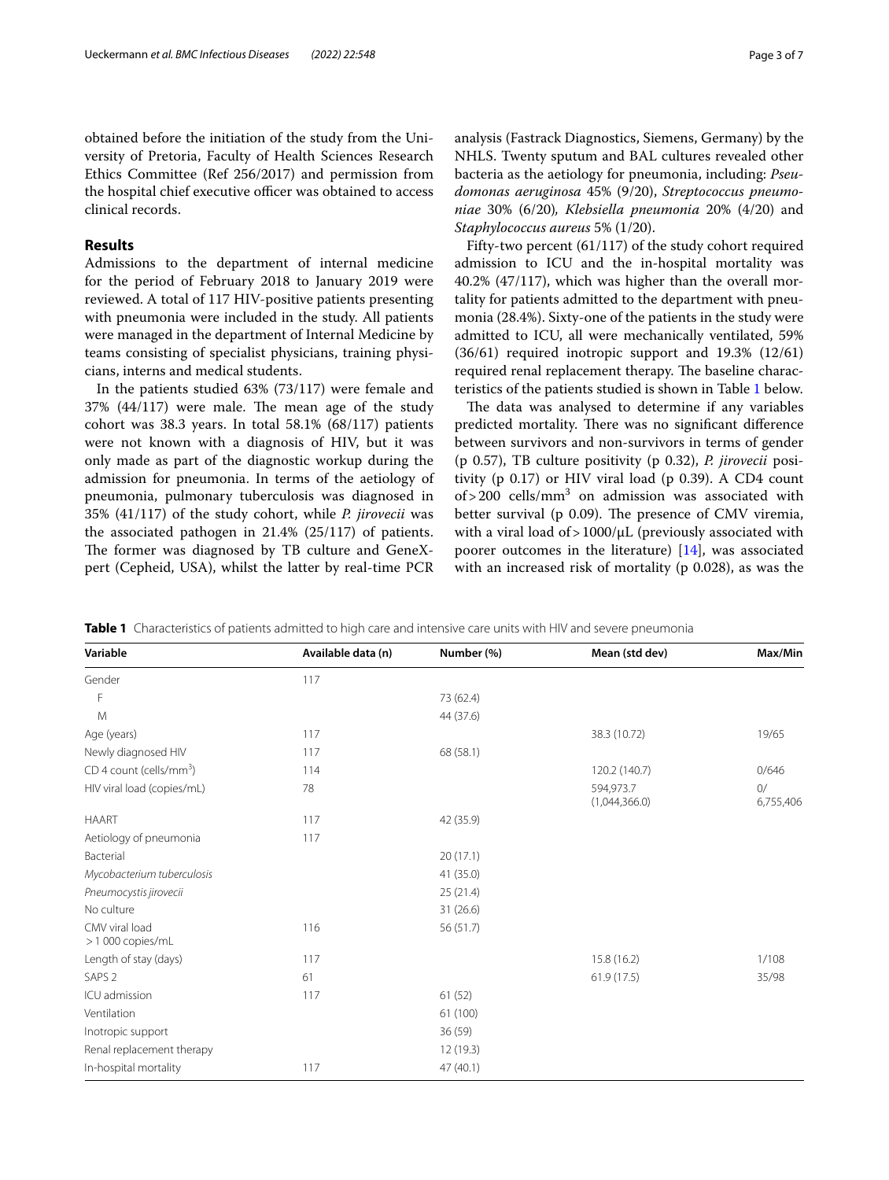obtained before the initiation of the study from the University of Pretoria, Faculty of Health Sciences Research Ethics Committee (Ref 256/2017) and permission from the hospital chief executive officer was obtained to access clinical records.

## Results

Admissions to the department of internal medicine for the period of February 2018 to January 2019 were reviewed. A total of 117 HIV-positive patients presenting with pneumonia were included in the study. All patients were managed in the department of Internal Medicine by teams consisting of specialist physicians, training physicians, interns and medical students.

In the patients studied 63% (73/117) were female and 37% (44/117) were male. The mean age of the study cohort was 38.3 years. In total 58.1% (68/117) patients were not known with a diagnosis of HIV, but it was only made as part of the diagnostic workup during the admission for pneumonia. In terms of the aetiology of pneumonia, pulmonary tuberculosis was diagnosed in 35% (41/117) of the study cohort, while *P. jirovecii* was the associated pathogen in 21.4% (25/117) of patients. The former was diagnosed by TB culture and GeneXpert (Cepheid, USA), whilst the latter by real-time PCR analysis (Fastrack Diagnostics, Siemens, Germany) by the NHLS. Twenty sputum and BAL cultures revealed other bacteria as the aetiology for pneumonia, including: *Pseudomonas aeruginosa* 45% (9/20), *Streptococcus pneumoniae* 30% (6/20), *Klebsiella pneumonia* 20% (4/20) and *Staphylococcus aureus* 5% (1/20).

Fifty-two percent (61/117) of the study cohort required admission to ICU and the in-hospital mortality was 40.2% (47/117), which was higher than the overall mortality for patients admitted to the department with pneumonia (28.4%). Sixty-one of the patients in the study were admitted to ICU, all were mechanically ventilated, 59% (36/61) required inotropic support and 19.3% (12/61) required renal replacement therapy. The baseline characteristics of the patients studied is shown in Table 1 below.

The data was analysed to determine if any variables predicted mortality. There was no significant difference between survivors and non-survivors in terms of gender (p 0.57), TB culture positivity (p 0.32), *P. jirovecii* positivity (p 0.17) or HIV viral load (p 0.39). A CD4 count of > 200 cells/mm$^3$ on admission was associated with better survival (p 0.09). The presence of CMV viremia, with a viral load of > 1000/μL (previously associated with poorer outcomes in the literature) [14], was associated with an increased risk of mortality (p 0.028), as was the

**Table 1** Characteristics of patients admitted to high care and intensive care units with HIV and severe pneumonia

| Variable | Available data (n) | Number (%) | Mean (std dev) | Max/Min |
|---|---|---|---|---|
| Gender | 117 | | | |
| F | | 73 (62.4) | | |
| M | | 44 (37.6) | | |
| Age (years) | 117 | | 38.3 (10.72) | 19/65 |
| Newly diagnosed HIV | 117 | 68 (58.1) | | |
| CD 4 count (cells/mm$^3$) | 114 | | 120.2 (140.7) | 0/646 |
| HIV viral load (copies/mL) | 78 | | 594,973.7 (1,044,366.0) | 0/ 6,755,406 |
| HAART | 117 | 42 (35.9) | | |
| Aetiology of pneumonia | 117 | | | |
| Bacterial | | 20 (17.1) | | |
| *Mycobacterium tuberculosis* | | 41 (35.0) | | |
| *Pneumocystis jirovecii* | | 25 (21.4) | | |
| No culture | | 31 (26.6) | | |
| CMV viral load > 1 000 copies/mL | 116 | 56 (51.7) | | |
| Length of stay (days) | 117 | | 15.8 (16.2) | 1/108 |
| SAPS 2 | 61 | | 61.9 (17.5) | 35/98 |
| ICU admission | 117 | 61 (52) | | |
| Ventilation | | 61 (100) | | |
| Inotropic support | | 36 (59) | | |
| Renal replacement therapy | | 12 (19.3) | | |
| In-hospital mortality | 117 | 47 (40.1) | | |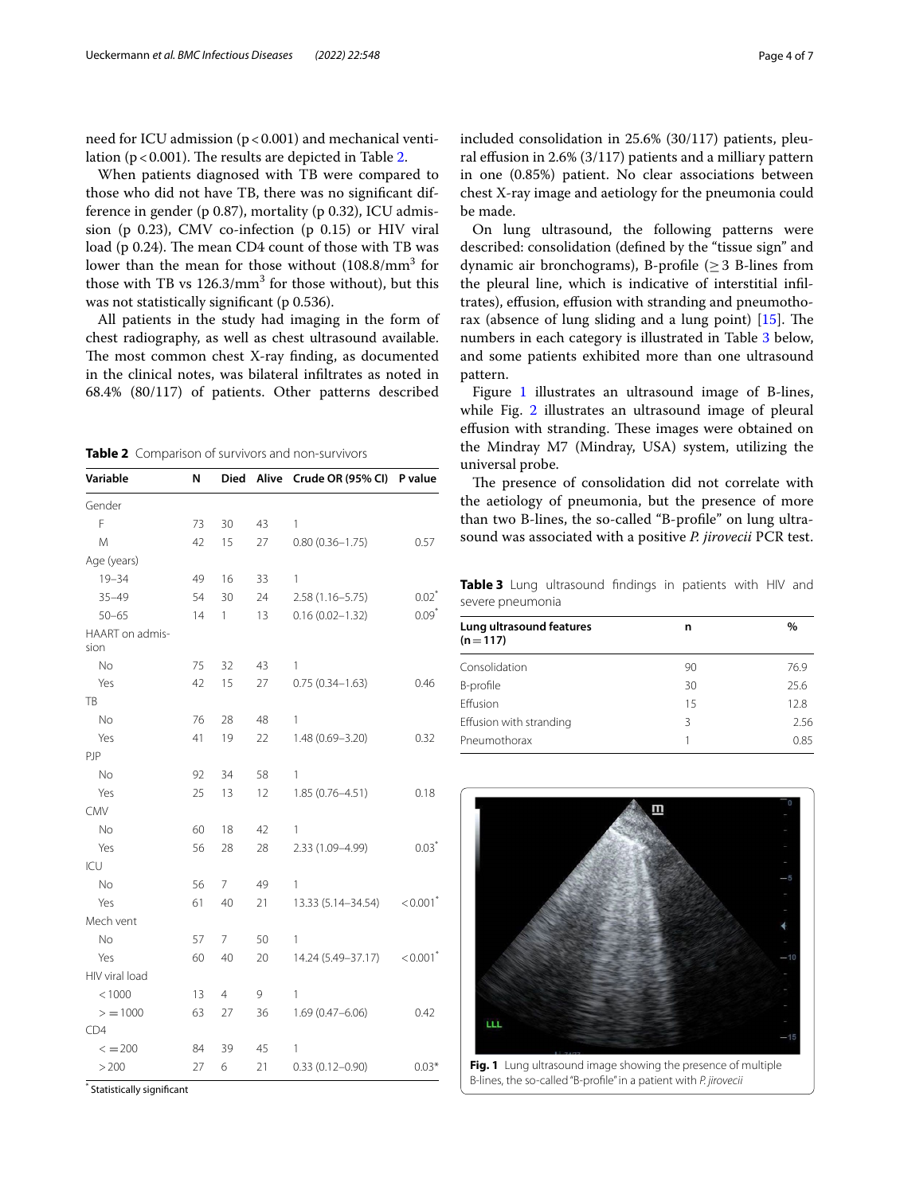need for ICU admission ($p < 0.001$) and mechanical ventilation ($p < 0.001$). The results are depicted in Table 2.

When patients diagnosed with TB were compared to those who did not have TB, there was no significant difference in gender (p 0.87), mortality (p 0.32), ICU admission (p 0.23), CMV co-infection (p 0.15) or HIV viral load (p 0.24). The mean CD4 count of those with TB was lower than the mean for those without ($108.8/mm^3$ for those with TB vs $126.3/mm^3$ for those without), but this was not statistically significant (p 0.536).

All patients in the study had imaging in the form of chest radiography, as well as chest ultrasound available. The most common chest X-ray finding, as documented in the clinical notes, was bilateral infiltrates as noted in 68.4% (80/117) of patients. Other patterns described included consolidation in 25.6% (30/117) patients, pleural effusion in 2.6% (3/117) patients and a milliary pattern in one (0.85%) patient. No clear associations between chest X-ray image and aetiology for the pneumonia could be made.

On lung ultrasound, the following patterns were described: consolidation (defined by the "tissue sign" and dynamic air bronchograms), B-profile ($\geq 3$ B-lines from the pleural line, which is indicative of interstitial infiltrates), effusion, effusion with stranding and pneumothorax (absence of lung sliding and a lung point) [15]. The numbers in each category is illustrated in Table 3 below, and some patients exhibited more than one ultrasound pattern.

Figure 1 illustrates an ultrasound image of B-lines, while Fig. 2 illustrates an ultrasound image of pleural effusion with stranding. These images were obtained on the Mindray M7 (Mindray, USA) system, utilizing the universal probe.

The presence of consolidation did not correlate with the aetiology of pneumonia, but the presence of more than two B-lines, the so-called "B-profile" on lung ultrasound was associated with a positive *P. jirovecii* PCR test.

**Table 2** Comparison of survivors and non-survivors

| Variable | N | Died | Alive | Crude OR (95% CI) | P value |
|---|---|---|---|---|---|
| Gender | | | | | |
| F | 73 | 30 | 43 | 1 | |
| M | 42 | 15 | 27 | 0.80 (0.36–1.75) | 0.57 |
| Age (years) | | | | | |
| 19–34 | 49 | 16 | 33 | 1 | |
| 35–49 | 54 | 30 | 24 | 2.58 (1.16–5.75) | 0.02* |
| 50–65 | 14 | 1 | 13 | 0.16 (0.02–1.32) | 0.09* |
| HAART on admission | | | | | |
| No | 75 | 32 | 43 | 1 | |
| Yes | 42 | 15 | 27 | 0.75 (0.34–1.63) | 0.46 |
| TB | | | | | |
| No | 76 | 28 | 48 | 1 | |
| Yes | 41 | 19 | 22 | 1.48 (0.69–3.20) | 0.32 |
| PJP | | | | | |
| No | 92 | 34 | 58 | 1 | |
| Yes | 25 | 13 | 12 | 1.85 (0.76–4.51) | 0.18 |
| CMV | | | | | |
| No | 60 | 18 | 42 | 1 | |
| Yes | 56 | 28 | 28 | 2.33 (1.09–4.99) | 0.03* |
| ICU | | | | | |
| No | 56 | 7 | 49 | 1 | |
| Yes | 61 | 40 | 21 | 13.33 (5.14–34.54) | < 0.001* |
| Mech vent | | | | | |
| No | 57 | 7 | 50 | 1 | |
| Yes | 60 | 40 | 20 | 14.24 (5.49–37.17) | < 0.001* |
| HIV viral load | | | | | |
| < 1000 | 13 | 4 | 9 | 1 | |
| > = 1000 | 63 | 27 | 36 | 1.69 (0.47–6.06) | 0.42 |
| CD4 | | | | | |
| < = 200 | 84 | 39 | 45 | 1 | |
| > 200 | 27 | 6 | 21 | 0.33 (0.12–0.90) | 0.03* |

\* Statistically significant

**Table 3** Lung ultrasound findings in patients with HIV and severe pneumonia

| Lung ultrasound features (n = 117) | n | % |
|---|---|---|
| Consolidation | 90 | 76.9 |
| B-profile | 30 | 25.6 |
| Effusion | 15 | 12.8 |
| Effusion with stranding | 3 | 2.56 |
| Pneumothorax | 1 | 0.85 |

**Fig. 1** Lung ultrasound image showing the presence of multiple B-lines, the so-called "B-profile" in a patient with *P. jirovecii*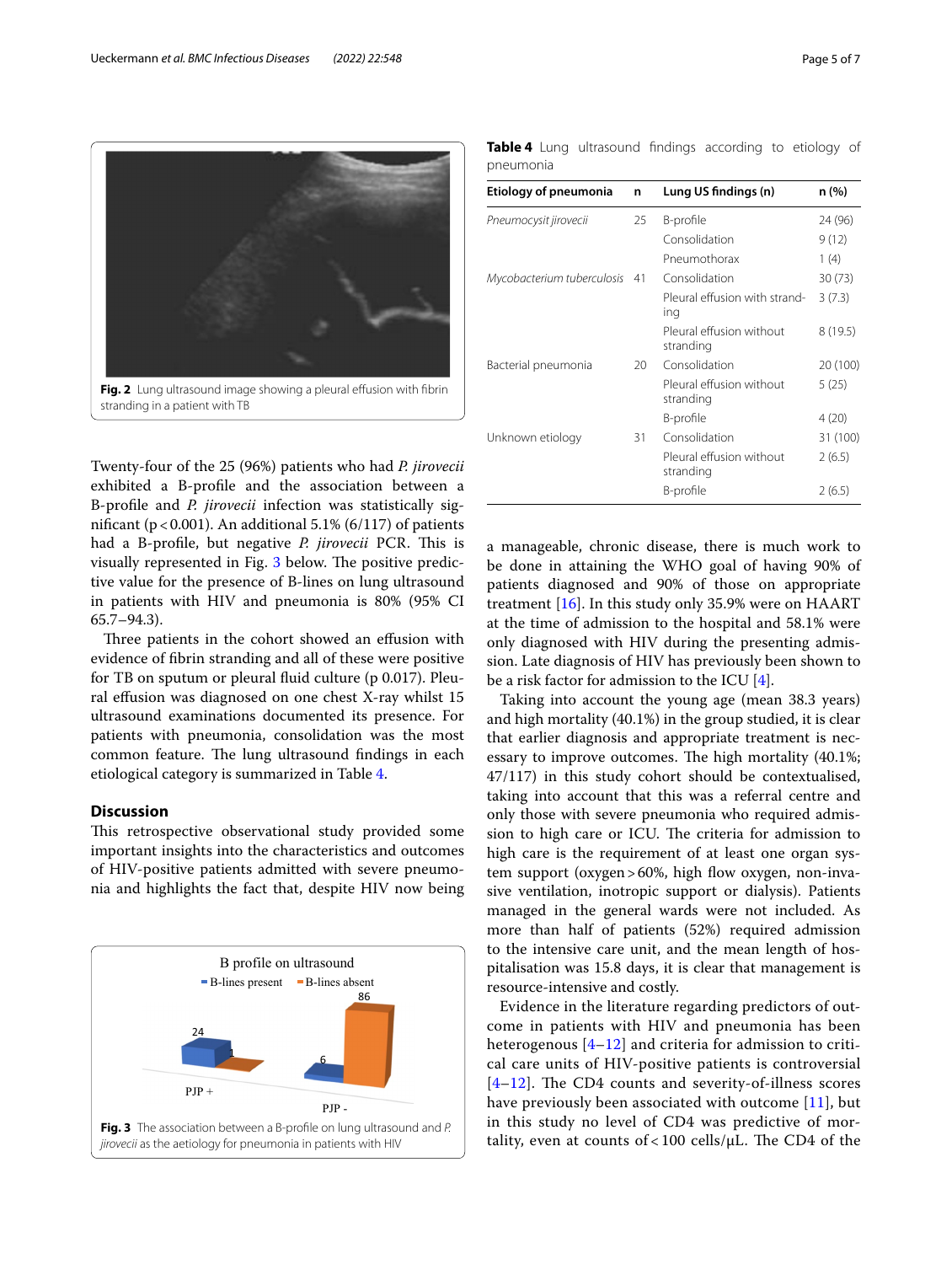Fig. 2 Lung ultrasound image showing a pleural effusion with fibrin stranding in a patient with TB

Twenty-four of the 25 (96%) patients who had *P. jirovecii* exhibited a B-profile and the association between a B-profile and *P. jirovecii* infection was statistically significant ($p < 0.001$). An additional 5.1% (6/117) of patients had a B-profile, but negative *P. jirovecii* PCR. This is visually represented in Fig. 3 below. The positive predictive value for the presence of B-lines on lung ultrasound in patients with HIV and pneumonia is 80% (95% CI 65.7–94.3).

Three patients in the cohort showed an effusion with evidence of fibrin stranding and all of these were positive for TB on sputum or pleural fluid culture (p 0.017). Pleural effusion was diagnosed on one chest X-ray whilst 15 ultrasound examinations documented its presence. For patients with pneumonia, consolidation was the most common feature. The lung ultrasound findings in each etiological category is summarized in Table 4.

## Discussion

This retrospective observational study provided some important insights into the characteristics and outcomes of HIV-positive patients admitted with severe pneumonia and highlights the fact that, despite HIV now being a manageable, chronic disease, there is much work to be done in attaining the WHO goal of having 90% of patients diagnosed and 90% of those on appropriate treatment [16]. In this study only 35.9% were on HAART at the time of admission to the hospital and 58.1% were only diagnosed with HIV during the presenting admission. Late diagnosis of HIV has previously been shown to be a risk factor for admission to the ICU [4].

Taking into account the young age (mean 38.3 years) and high mortality (40.1%) in the group studied, it is clear that earlier diagnosis and appropriate treatment is necessary to improve outcomes. The high mortality (40.1%; 47/117) in this study cohort should be contextualised, taking into account that this was a referral centre and only those with severe pneumonia who required admission to high care or ICU. The criteria for admission to high care is the requirement of at least one organ system support (oxygen > 60%, high flow oxygen, non-invasive ventilation, inotropic support or dialysis). Patients managed in the general wards were not included. As more than half of patients (52%) required admission to the intensive care unit, and the mean length of hospitalisation was 15.8 days, it is clear that management is resource-intensive and costly.

Evidence in the literature regarding predictors of outcome in patients with HIV and pneumonia has been heterogeneous [4–12] and criteria for admission to critical care units of HIV-positive patients is controversial [4–12]. The CD4 counts and severity-of-illness scores have previously been associated with outcome [11], but in this study no level of CD4 was predictive of mortality, even at counts of < 100 cells/μL. The CD4 of the

**Table 4** Lung ultrasound findings according to etiology of pneumonia

| Etiology of pneumonia | n | Lung US findings (n) | n (%) |
|---|---|---|---|
| *Pneumocysit jirovecii* | 25 | B-profile | 24 (96) |
| | | Consolidation | 9 (12) |
| | | Pneumothorax | 1 (4) |
| *Mycobacterium tuberculosis* | 41 | Consolidation | 30 (73) |
| | | Pleural effusion with stranding | 3 (7.3) |
| | | Pleural effusion without stranding | 8 (19.5) |
| Bacterial pneumonia | 20 | Consolidation | 20 (100) |
| | | Pleural effusion without stranding | 5 (25) |
| | | B-profile | 4 (20) |
| Unknown etiology | 31 | Consolidation | 31 (100) |
| | | Pleural effusion without stranding | 2 (6.5) |
| | | B-profile | 2 (6.5) |

Fig. 3 The association between a B-profile on lung ultrasound and *P. jirovecii* as the aetiology for pneumonia in patients with HIV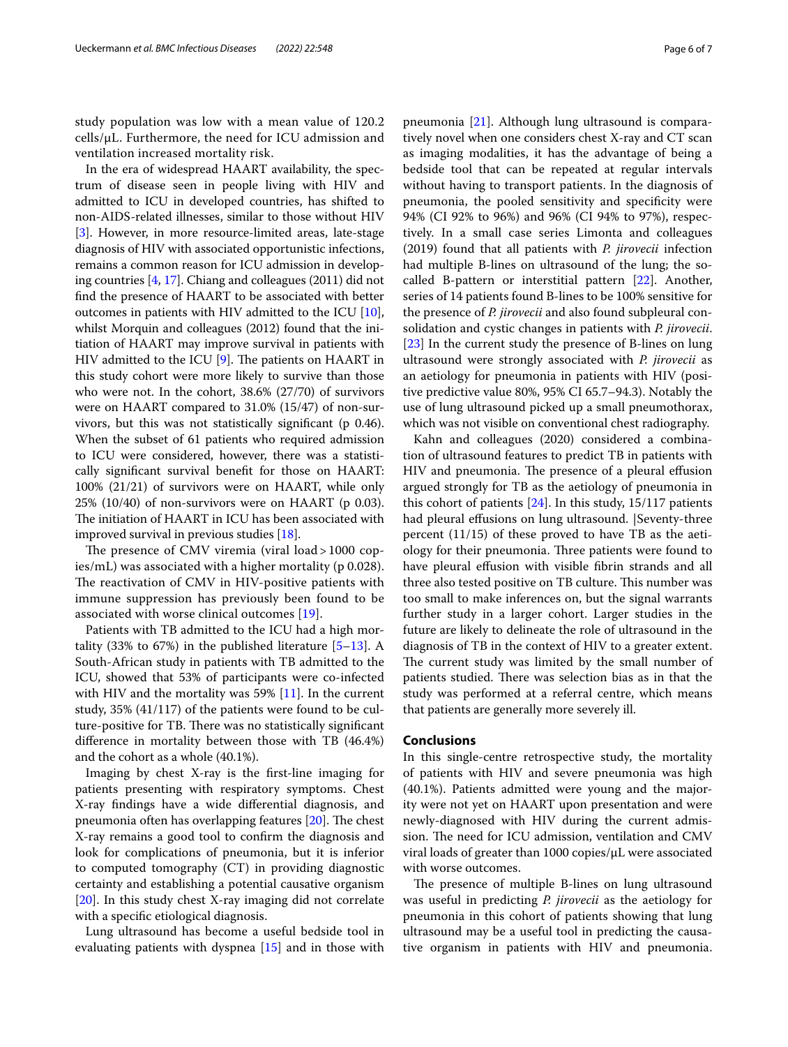study population was low with a mean value of 120.2 cells/μL. Furthermore, the need for ICU admission and ventilation increased mortality risk.

In the era of widespread HAART availability, the spectrum of disease seen in people living with HIV and admitted to ICU in developed countries, has shifted to non-AIDS-related illnesses, similar to those without HIV [3]. However, in more resource-limited areas, late-stage diagnosis of HIV with associated opportunistic infections, remains a common reason for ICU admission in developing countries [4, 17]. Chiang and colleagues (2011) did not find the presence of HAART to be associated with better outcomes in patients with HIV admitted to the ICU [10], whilst Morquin and colleagues (2012) found that the initiation of HAART may improve survival in patients with HIV admitted to the ICU [9]. The patients on HAART in this study cohort were more likely to survive than those who were not. In the cohort, 38.6% (27/70) of survivors were on HAART compared to 31.0% (15/47) of non-survivors, but this was not statistically significant (p 0.46). When the subset of 61 patients who required admission to ICU were considered, however, there was a statistically significant survival benefit for those on HAART: 100% (21/21) of survivors were on HAART, while only 25% (10/40) of non-survivors were on HAART (p 0.03). The initiation of HAART in ICU has been associated with improved survival in previous studies [18].

The presence of CMV viremia (viral load > 1000 copies/mL) was associated with a higher mortality (p 0.028). The reactivation of CMV in HIV-positive patients with immune suppression has previously been found to be associated with worse clinical outcomes [19].

Patients with TB admitted to the ICU had a high mortality (33% to 67%) in the published literature [5–13]. A South-African study in patients with TB admitted to the ICU, showed that 53% of participants were co-infected with HIV and the mortality was 59% [11]. In the current study, 35% (41/117) of the patients were found to be culture-positive for TB. There was no statistically significant difference in mortality between those with TB (46.4%) and the cohort as a whole (40.1%).

Imaging by chest X-ray is the first-line imaging for patients presenting with respiratory symptoms. Chest X-ray findings have a wide differential diagnosis, and pneumonia often has overlapping features [20]. The chest X-ray remains a good tool to confirm the diagnosis and look for complications of pneumonia, but it is inferior to computed tomography (CT) in providing diagnostic certainty and establishing a potential causative organism [20]. In this study chest X-ray imaging did not correlate with a specific etiological diagnosis.

Lung ultrasound has become a useful bedside tool in evaluating patients with dyspnea [15] and in those with pneumonia [21]. Although lung ultrasound is comparatively novel when one considers chest X-ray and CT scan as imaging modalities, it has the advantage of being a bedside tool that can be repeated at regular intervals without having to transport patients. In the diagnosis of pneumonia, the pooled sensitivity and specificity were 94% (CI 92% to 96%) and 96% (CI 94% to 97%), respectively. In a small case series Limonta and colleagues (2019) found that all patients with *P. jirovecii* infection had multiple B-lines on ultrasound of the lung; the so-called B-pattern or interstitial pattern [22]. Another, series of 14 patients found B-lines to be 100% sensitive for the presence of *P. jirovecii* and also found subpleural consolidation and cystic changes in patients with *P. jirovecii*. [23] In the current study the presence of B-lines on lung ultrasound were strongly associated with *P. jirovecii* as an aetiology for pneumonia in patients with HIV (positive predictive value 80%, 95% CI 65.7–94.3). Notably the use of lung ultrasound picked up a small pneumothorax, which was not visible on conventional chest radiography.

Kahn and colleagues (2020) considered a combination of ultrasound features to predict TB in patients with HIV and pneumonia. The presence of a pleural effusion argued strongly for TB as the aetiology of pneumonia in this cohort of patients [24]. In this study, 15/117 patients had pleural effusions on lung ultrasound. |Seventy-three percent (11/15) of these proved to have TB as the aetiology for their pneumonia. Three patients were found to have pleural effusion with visible fibrin strands and all three also tested positive on TB culture. This number was too small to make inferences on, but the signal warrants further study in a larger cohort. Larger studies in the future are likely to delineate the role of ultrasound in the diagnosis of TB in the context of HIV to a greater extent. The current study was limited by the small number of patients studied. There was selection bias as in that the study was performed at a referral centre, which means that patients are generally more severely ill.

## Conclusions

In this single-centre retrospective study, the mortality of patients with HIV and severe pneumonia was high (40.1%). Patients admitted were young and the majority were not yet on HAART upon presentation and were newly-diagnosed with HIV during the current admission. The need for ICU admission, ventilation and CMV viral loads of greater than 1000 copies/μL were associated with worse outcomes.

The presence of multiple B-lines on lung ultrasound was useful in predicting *P. jirovecii* as the aetiology for pneumonia in this cohort of patients showing that lung ultrasound may be a useful tool in predicting the causative organism in patients with HIV and pneumonia.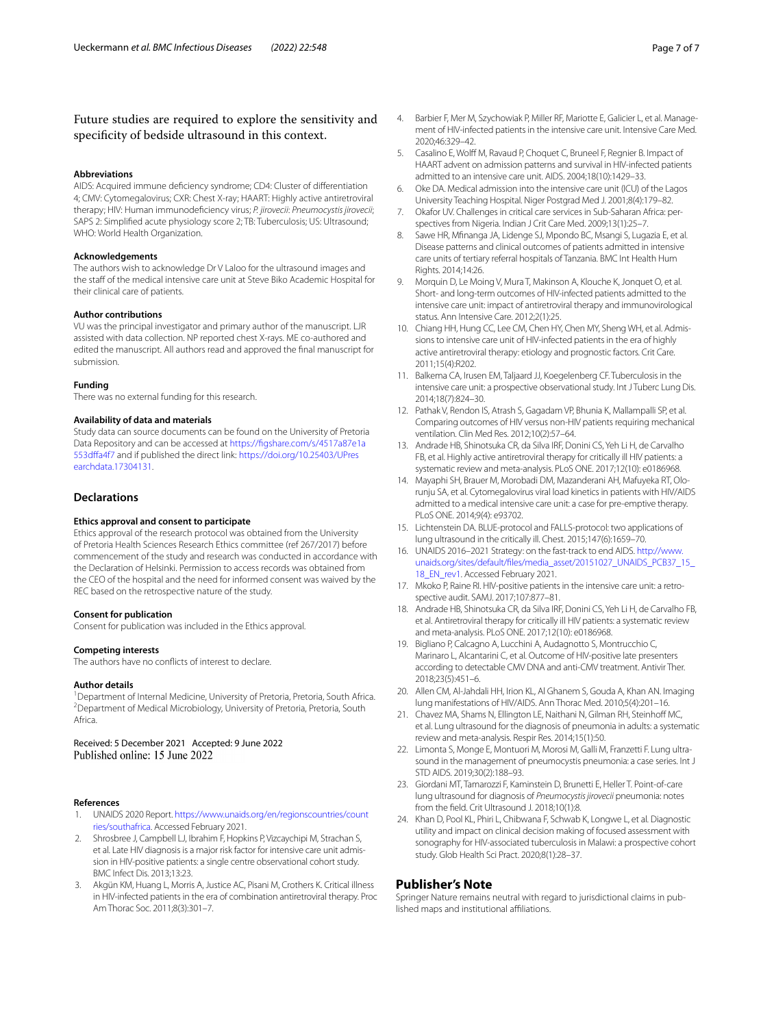Future studies are required to explore the sensitivity and specificity of bedside ultrasound in this context.

### Abbreviations

AIDS: Acquired immune deficiency syndrome; CD4: Cluster of differentiation 4; CMV: Cytomegalovirus; CXR: Chest X-ray; HAART: Highly active antiretroviral therapy; HIV: Human immunodeficiency virus; *P. jirovecii*: *Pneumocystis jirovecii*; SAPS 2: Simplified acute physiology score 2; TB: Tuberculosis; US: Ultrasound; WHO: World Health Organization.

### Acknowledgements

The authors wish to acknowledge Dr V Laloo for the ultrasound images and the staff of the medical intensive care unit at Steve Biko Academic Hospital for their clinical care of patients.

### Author contributions

VU was the principal investigator and primary author of the manuscript. LJR assisted with data collection. NP reported chest X-rays. ME co-authored and edited the manuscript. All authors read and approved the final manuscript for submission.

### Funding

There was no external funding for this research.

### Availability of data and materials

Study data can source documents can be found on the University of Pretoria Data Repository and can be accessed at https://figshare.com/s/4517a87e1a553dffa4f7 and if published the direct link: https://doi.org/10.25403/UPresearchdata.17304131.

## Declarations

### Ethics approval and consent to participate

Ethics approval of the research protocol was obtained from the University of Pretoria Health Sciences Research Ethics committee (ref 267/2017) before commencement of the study and research was conducted in accordance with the Declaration of Helsinki. Permission to access records was obtained from the CEO of the hospital and the need for informed consent was waived by the REC based on the retrospective nature of the study.

### Consent for publication

Consent for publication was included in the Ethics approval.

### Competing interests

The authors have no conflicts of interest to declare.

### Author details

[1]Department of Internal Medicine, University of Pretoria, Pretoria, South Africa. [2]Department of Medical Microbiology, University of Pretoria, Pretoria, South Africa.

Received: 5 December 2021 Accepted: 9 June 2022
Published online: 15 June 2022

### References

1. UNAIDS 2020 Report. https://www.unaids.org/en/regionscountries/countries/southafrica. Accessed February 2021.
2. Shrosbree J, Campbell LJ, Ibrahim F, Hopkins P, Vizcaychipi M, Strachan S, et al. Late HIV diagnosis is a major risk factor for intensive care unit admission in HIV-positive patients: a single centre observational cohort study. BMC Infect Dis. 2013;13:23.
3. Akgün KM, Huang L, Morris A, Justice AC, Pisani M, Crothers K. Critical illness in HIV-infected patients in the era of combination antiretroviral therapy. Proc Am Thorac Soc. 2011;8(3):301–7.
4. Barbier F, Mer M, Szychowiak P, Miller RF, Mariotte E, Galicier L, et al. Management of HIV-infected patients in the intensive care unit. Intensive Care Med. 2020;46:329–42.
5. Casalino E, Wolff M, Ravaud P, Choquet C, Bruneel F, Regnier B. Impact of HAART advent on admission patterns and survival in HIV-infected patients admitted to an intensive care unit. AIDS. 2004;18(10):1429–33.
6. Oke DA. Medical admission into the intensive care unit (ICU) of the Lagos University Teaching Hospital. Niger Postgrad Med J. 2001;8(4):179–82.
7. Okafor UV. Challenges in critical care services in Sub-Saharan Africa: perspectives from Nigeria. Indian J Crit Care Med. 2009;13(1):25–7.
8. Sawe HR, Mfinanga JA, Lidenge SJ, Mpondo BC, Msangi S, Lugazia E, et al. Disease patterns and clinical outcomes of patients admitted in intensive care units of tertiary referral hospitals of Tanzania. BMC Int Health Hum Rights. 2014;14:26.
9. Morquin D, Le Moing V, Mura T, Makinson A, Klouche K, Jonquet O, et al. Short- and long-term outcomes of HIV-infected patients admitted to the intensive care unit: impact of antiretroviral therapy and immunovirological status. Ann Intensive Care. 2012;2(1):25.
10. Chiang HH, Hung CC, Lee CM, Chen HY, Chen MY, Sheng WH, et al. Admissions to intensive care unit of HIV-infected patients in the era of highly active antiretroviral therapy: etiology and prognostic factors. Crit Care. 2011;15(4):R202.
11. Balkema CA, Irusen EM, Taljaard JJ, Koegelenberg CF. Tuberculosis in the intensive care unit: a prospective observational study. Int J Tuberc Lung Dis. 2014;18(7):824–30.
12. Pathak V, Rendon IS, Atrash S, Gagadam VP, Bhunia K, Mallampalli SP, et al. Comparing outcomes of HIV versus non-HIV patients requiring mechanical ventilation. Clin Med Res. 2012;10(2):57–64.
13. Andrade HB, Shinotsuka CR, da Silva IRF, Donini CS, Yeh Li H, de Carvalho FB, et al. Highly active antiretroviral therapy for critically ill HIV patients: a systematic review and meta-analysis. PLoS ONE. 2017;12(10): e0186968.
14. Mayaphi SH, Brauer M, Morobadi DM, Mazanderani AH, Mafuyeka RT, Olorunju SA, et al. Cytomegalovirus viral load kinetics in patients with HIV/AIDS admitted to a medical intensive care unit: a case for pre-emptive therapy. PLoS ONE. 2014;9(4): e93702.
15. Lichtenstein DA. BLUE-protocol and FALLS-protocol: two applications of lung ultrasound in the critically ill. Chest. 2015;147(6):1659–70.
16. UNAIDS 2016–2021 Strategy: on the fast-track to end AIDS. http://www.unaids.org/sites/default/files/media_asset/20151027_UNAIDS_PCB37_15_18_EN_rev1. Accessed February 2021.
17. Mkoko P, Raine RI. HIV-positive patients in the intensive care unit: a retrospective audit. SAMJ. 2017;107:877–81.
18. Andrade HB, Shinotsuka CR, da Silva IRF, Donini CS, Yeh Li H, de Carvalho FB, et al. Antiretroviral therapy for critically ill HIV patients: a systematic review and meta-analysis. PLoS ONE. 2017;12(10): e0186968.
19. Bigliano P, Calcagno A, Lucchini A, Audagnotto S, Montrucchio C, Marinaro L, Alcantarini C, et al. Outcome of HIV-positive late presenters according to detectable CMV DNA and anti-CMV treatment. Antivir Ther. 2018;23(5):451–6.
20. Allen CM, Al-Jahdali HH, Irion KL, Al Ghanem S, Gouda A, Khan AN. Imaging lung manifestations of HIV/AIDS. Ann Thorac Med. 2010;5(4):201–16.
21. Chavez MA, Shams N, Ellington LE, Naithani N, Gilman RH, Steinhoff MC, et al. Lung ultrasound for the diagnosis of pneumonia in adults: a systematic review and meta-analysis. Respir Res. 2014;15(1):50.
22. Limonta S, Monge E, Montuori M, Morosi M, Galli M, Franzetti F. Lung ultrasound in the management of pneumocystis pneumonia: a case series. Int J STD AIDS. 2019;30(2):188–93.
23. Giordani MT, Tamarozzi F, Kaminstein D, Brunetti E, Heller T. Point-of-care lung ultrasound for diagnosis of *Pneumocystis jirovecii* pneumonia: notes from the field. Crit Ultrasound J. 2018;10(1):8.
24. Khan D, Pool KL, Phiri L, Chibwana F, Schwab K, Longwe L, et al. Diagnostic utility and impact on clinical decision making of focused assessment with sonography for HIV-associated tuberculosis in Malawi: a prospective cohort study. Glob Health Sci Pract. 2020;8(1):28–37.

## Publisher's Note

Springer Nature remains neutral with regard to jurisdictional claims in published maps and institutional affiliations.